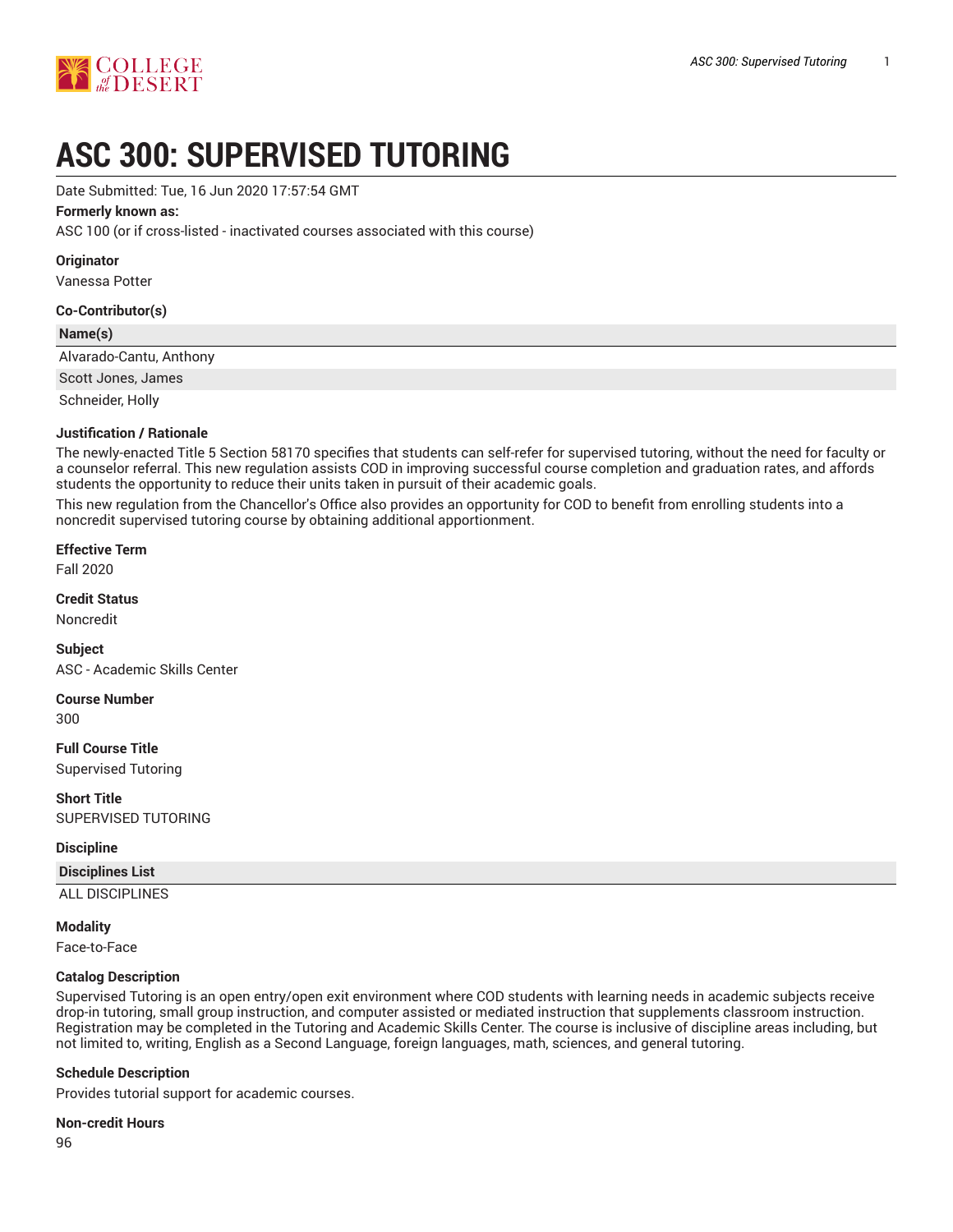# ASC 300: SUPERVISED TUTORING

Date Submitted: Tue, 16 Jun 2020 17:57:54 GMT

**Formerly known as:**

ASC 100 (or if cross-listed - inactivated courses associated with this course)

**Originator**

Vanessa Potter

**Co-Contributor(s)**

| Name(s) |
| --- |
| Alvarado-Cantu, Anthony |
| Scott Jones, James |
| Schneider, Holly |

**Justification / Rationale**

The newly-enacted Title 5 Section 58170 specifies that students can self-refer for supervised tutoring, without the need for faculty or a counselor referral. This new regulation assists COD in improving successful course completion and graduation rates, and affords students the opportunity to reduce their units taken in pursuit of their academic goals.

This new regulation from the Chancellor's Office also provides an opportunity for COD to benefit from enrolling students into a noncredit supervised tutoring course by obtaining additional apportionment.

**Effective Term**

Fall 2020

**Credit Status**

Noncredit

**Subject**

ASC - Academic Skills Center

**Course Number**

300

**Full Course Title**

Supervised Tutoring

**Short Title**

SUPERVISED TUTORING

**Discipline**

| Disciplines List |
| --- |
| ALL DISCIPLINES |

**Modality**

Face-to-Face

**Catalog Description**

Supervised Tutoring is an open entry/open exit environment where COD students with learning needs in academic subjects receive drop-in tutoring, small group instruction, and computer assisted or mediated instruction that supplements classroom instruction. Registration may be completed in the Tutoring and Academic Skills Center. The course is inclusive of discipline areas including, but not limited to, writing, English as a Second Language, foreign languages, math, sciences, and general tutoring.

**Schedule Description**

Provides tutorial support for academic courses.

**Non-credit Hours**

96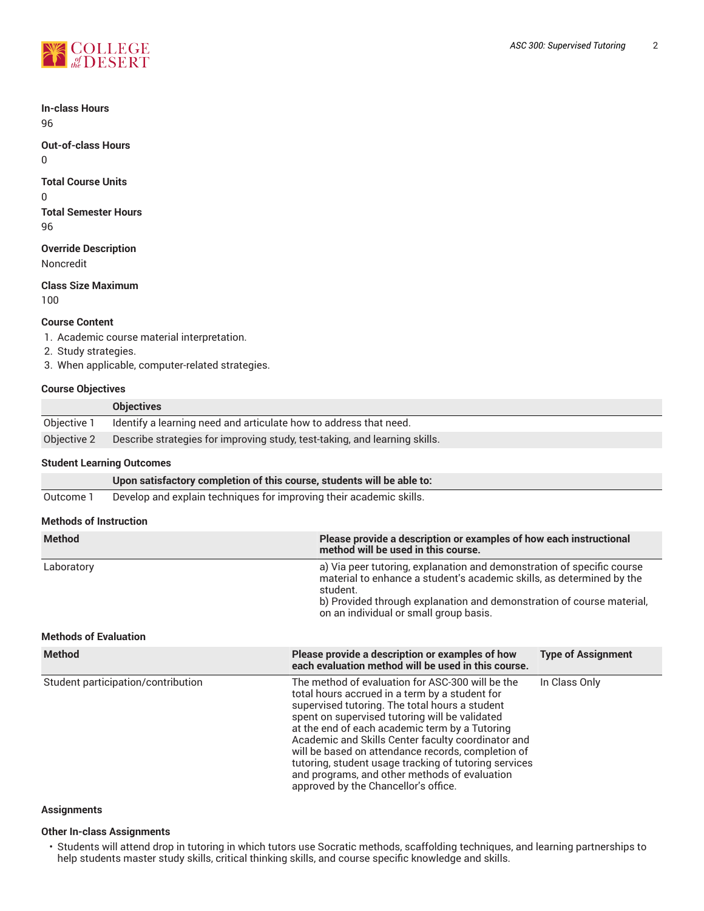**In-class Hours**
96

**Out-of-class Hours**
0

**Total Course Units**
0

**Total Semester Hours**
96

**Override Description**
Noncredit

**Class Size Maximum**
100

**Course Content**

1. Academic course material interpretation.
2. Study strategies.
3. When applicable, computer-related strategies.

**Course Objectives**

| | Objectives |
|---|---|
| Objective 1 | Identify a learning need and articulate how to address that need. |
| Objective 2 | Describe strategies for improving study, test-taking, and learning skills. |

**Student Learning Outcomes**

| | Upon satisfactory completion of this course, students will be able to: |
|---|---|
| Outcome 1 | Develop and explain techniques for improving their academic skills. |

**Methods of Instruction**

| Method | Please provide a description or examples of how each instructional method will be used in this course. |
|---|---|
| Laboratory | a) Via peer tutoring, explanation and demonstration of specific course material to enhance a student's academic skills, as determined by the student.<br>b) Provided through explanation and demonstration of course material, on an individual or small group basis. |

**Methods of Evaluation**

| Method | Please provide a description or examples of how each evaluation method will be used in this course. | Type of Assignment |
|---|---|---|
| Student participation/contribution | The method of evaluation for ASC-300 will be the total hours accrued in a term by a student for supervised tutoring. The total hours a student spent on supervised tutoring will be validated at the end of each academic term by a Tutoring Academic and Skills Center faculty coordinator and will be based on attendance records, completion of tutoring, student usage tracking of tutoring services and programs, and other methods of evaluation approved by the Chancellor's office. | In Class Only |

**Assignments**

**Other In-class Assignments**

- Students will attend drop in tutoring in which tutors use Socratic methods, scaffolding techniques, and learning partnerships to help students master study skills, critical thinking skills, and course specific knowledge and skills.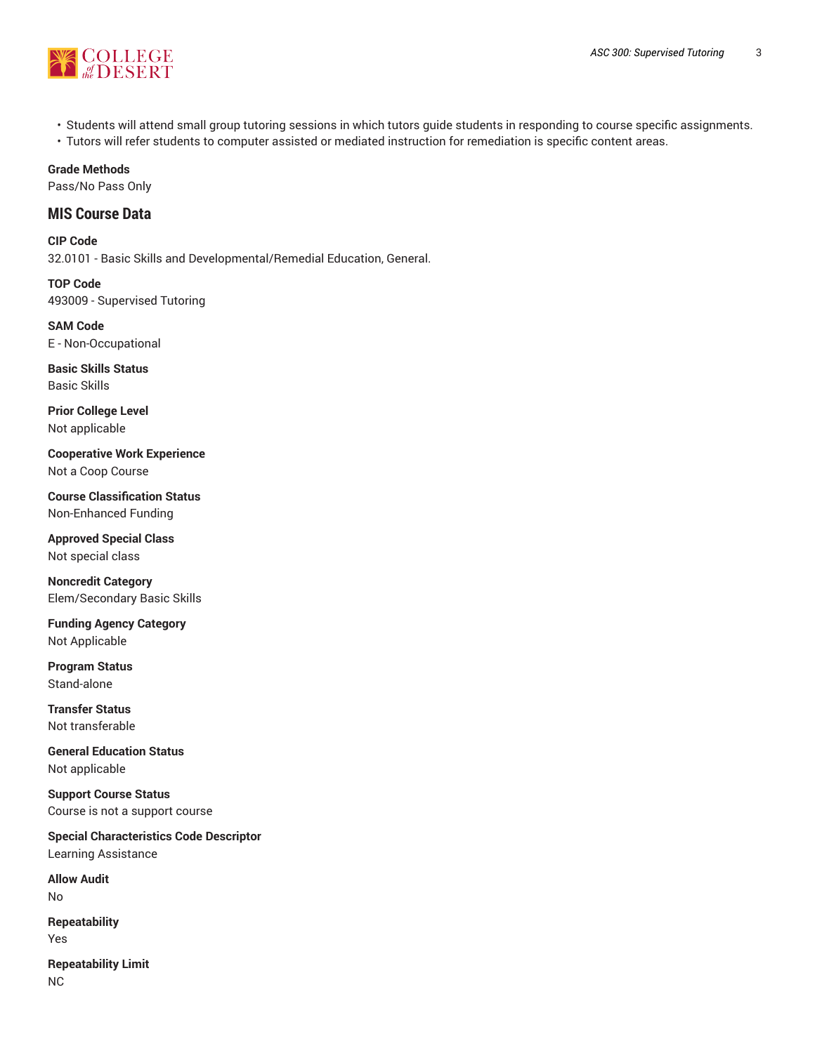- Students will attend small group tutoring sessions in which tutors guide students in responding to course specific assignments.
- Tutors will refer students to computer assisted or mediated instruction for remediation is specific content areas.

**Grade Methods**
Pass/No Pass Only

## MIS Course Data

**CIP Code**
32.0101 - Basic Skills and Developmental/Remedial Education, General.

**TOP Code**
493009 - Supervised Tutoring

**SAM Code**
E - Non-Occupational

**Basic Skills Status**
Basic Skills

**Prior College Level**
Not applicable

**Cooperative Work Experience**
Not a Coop Course

**Course Classification Status**
Non-Enhanced Funding

**Approved Special Class**
Not special class

**Noncredit Category**
Elem/Secondary Basic Skills

**Funding Agency Category**
Not Applicable

**Program Status**
Stand-alone

**Transfer Status**
Not transferable

**General Education Status**
Not applicable

**Support Course Status**
Course is not a support course

**Special Characteristics Code Descriptor**
Learning Assistance

**Allow Audit**
No

**Repeatability**
Yes

**Repeatability Limit**
NC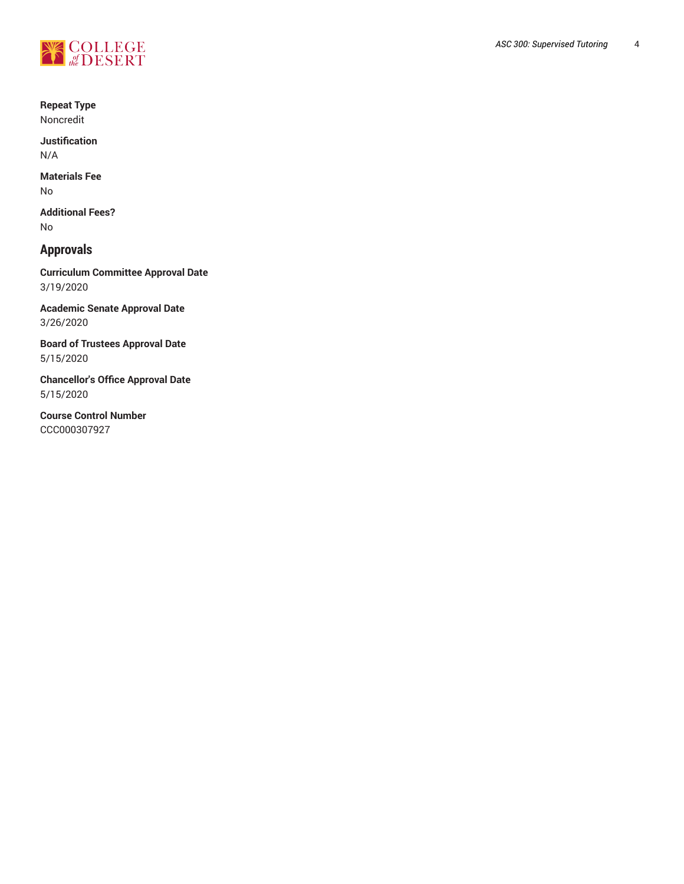**Repeat Type**
Noncredit

**Justification**
N/A

**Materials Fee**
No

**Additional Fees?**
No

## Approvals

**Curriculum Committee Approval Date**
3/19/2020

**Academic Senate Approval Date**
3/26/2020

**Board of Trustees Approval Date**
5/15/2020

**Chancellor's Office Approval Date**
5/15/2020

**Course Control Number**
CCC000307927